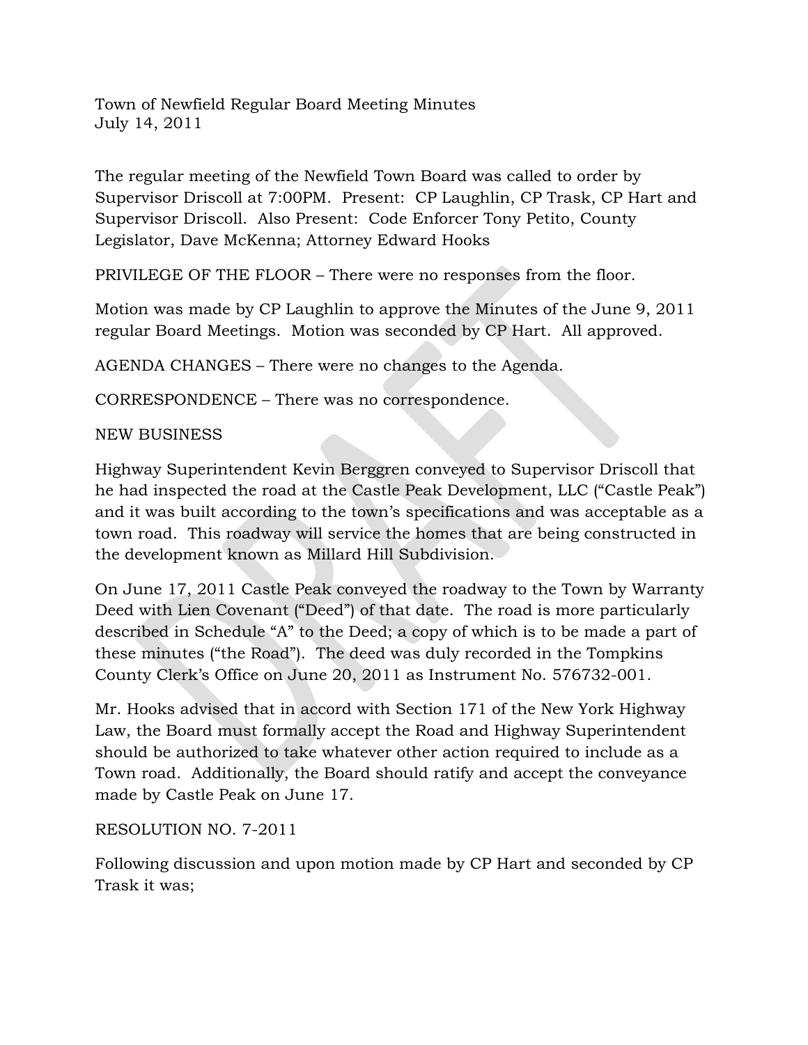Town of Newfield Regular Board Meeting Minutes
July 14, 2011

The regular meeting of the Newfield Town Board was called to order by Supervisor Driscoll at 7:00PM. Present: CP Laughlin, CP Trask, CP Hart and Supervisor Driscoll. Also Present: Code Enforcer Tony Petito, County Legislator, Dave McKenna; Attorney Edward Hooks

PRIVILEGE OF THE FLOOR – There were no responses from the floor.

Motion was made by CP Laughlin to approve the Minutes of the June 9, 2011 regular Board Meetings. Motion was seconded by CP Hart. All approved.

AGENDA CHANGES – There were no changes to the Agenda.

CORRESPONDENCE – There was no correspondence.

NEW BUSINESS

Highway Superintendent Kevin Berggren conveyed to Supervisor Driscoll that he had inspected the road at the Castle Peak Development, LLC ("Castle Peak") and it was built according to the town's specifications and was acceptable as a town road. This roadway will service the homes that are being constructed in the development known as Millard Hill Subdivision.

On June 17, 2011 Castle Peak conveyed the roadway to the Town by Warranty Deed with Lien Covenant ("Deed") of that date. The road is more particularly described in Schedule "A" to the Deed; a copy of which is to be made a part of these minutes ("the Road"). The deed was duly recorded in the Tompkins County Clerk's Office on June 20, 2011 as Instrument No. 576732-001.

Mr. Hooks advised that in accord with Section 171 of the New York Highway Law, the Board must formally accept the Road and Highway Superintendent should be authorized to take whatever other action required to include as a Town road. Additionally, the Board should ratify and accept the conveyance made by Castle Peak on June 17.

RESOLUTION NO. 7-2011

Following discussion and upon motion made by CP Hart and seconded by CP Trask it was;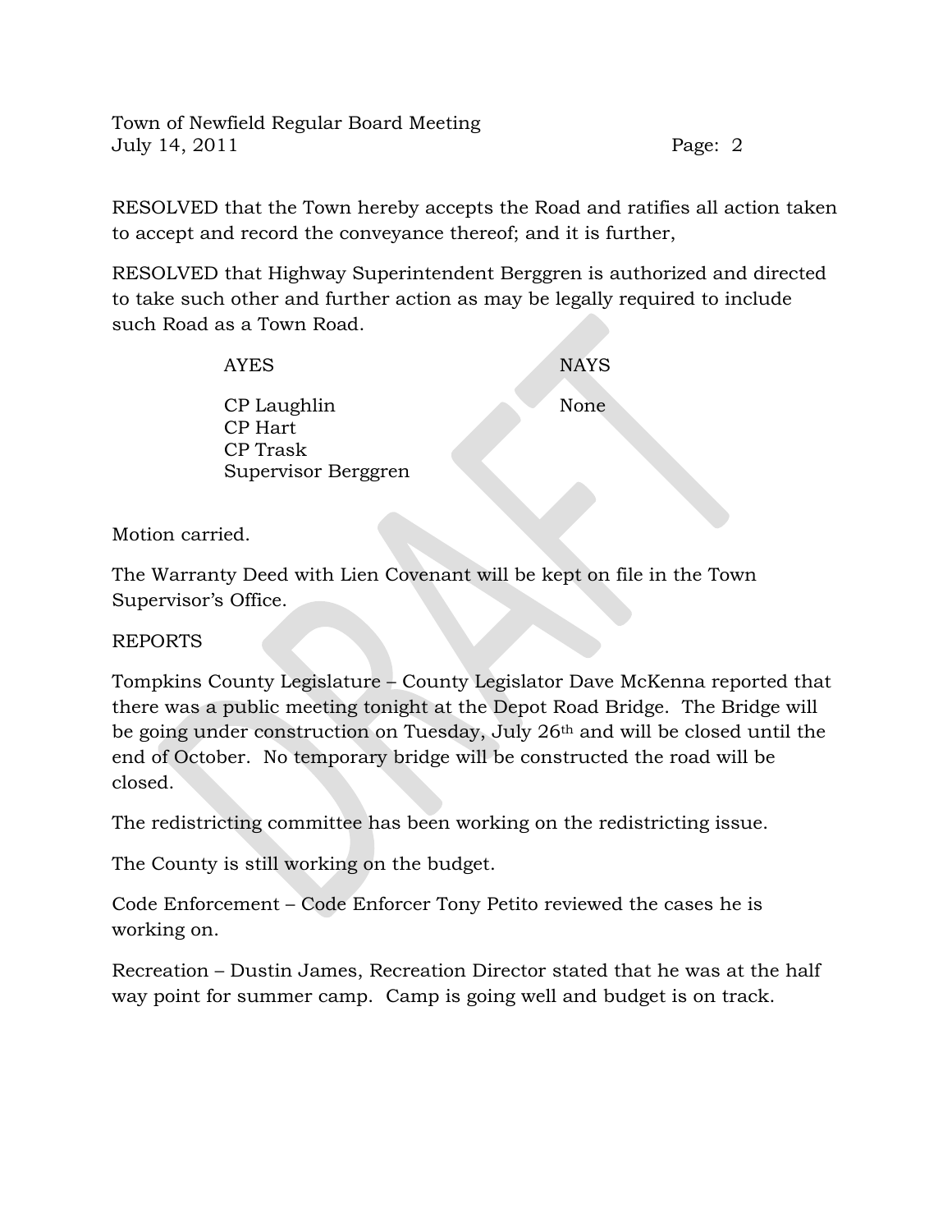RESOLVED that the Town hereby accepts the Road and ratifies all action taken to accept and record the conveyance thereof; and it is further,

RESOLVED that Highway Superintendent Berggren is authorized and directed to take such other and further action as may be legally required to include such Road as a Town Road.

| AYES | NAYS |
|---|---|
| CP Laughlin | None |
| CP Hart | |
| CP Trask | |
| Supervisor Berggren | |

Motion carried.

The Warranty Deed with Lien Covenant will be kept on file in the Town Supervisor's Office.

REPORTS

Tompkins County Legislature – County Legislator Dave McKenna reported that there was a public meeting tonight at the Depot Road Bridge. The Bridge will be going under construction on Tuesday, July 26th and will be closed until the end of October. No temporary bridge will be constructed the road will be closed.

The redistricting committee has been working on the redistricting issue.

The County is still working on the budget.

Code Enforcement – Code Enforcer Tony Petito reviewed the cases he is working on.

Recreation – Dustin James, Recreation Director stated that he was at the half way point for summer camp. Camp is going well and budget is on track.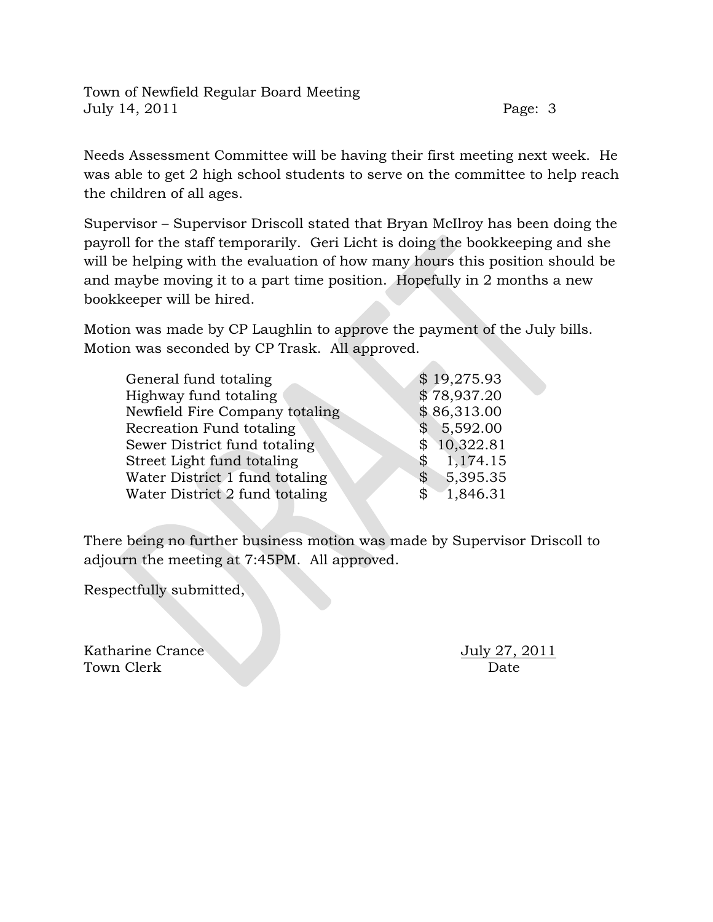Needs Assessment Committee will be having their first meeting next week. He was able to get 2 high school students to serve on the committee to help reach the children of all ages.

Supervisor – Supervisor Driscoll stated that Bryan McIlroy has been doing the payroll for the staff temporarily. Geri Licht is doing the bookkeeping and she will be helping with the evaluation of how many hours this position should be and maybe moving it to a part time position. Hopefully in 2 months a new bookkeeper will be hired.

Motion was made by CP Laughlin to approve the payment of the July bills. Motion was seconded by CP Trask. All approved.

| | |
|---|---|
| General fund totaling | $ 19,275.93 |
| Highway fund totaling | $ 78,937.20 |
| Newfield Fire Company totaling | $ 86,313.00 |
| Recreation Fund totaling | $ 5,592.00 |
| Sewer District fund totaling | $ 10,322.81 |
| Street Light fund totaling | $ 1,174.15 |
| Water District 1 fund totaling | $ 5,395.35 |
| Water District 2 fund totaling | $ 1,846.31 |

There being no further business motion was made by Supervisor Driscoll to adjourn the meeting at 7:45PM. All approved.

Respectfully submitted,

Katharine Crance
Town Clerk

July 27, 2011
Date